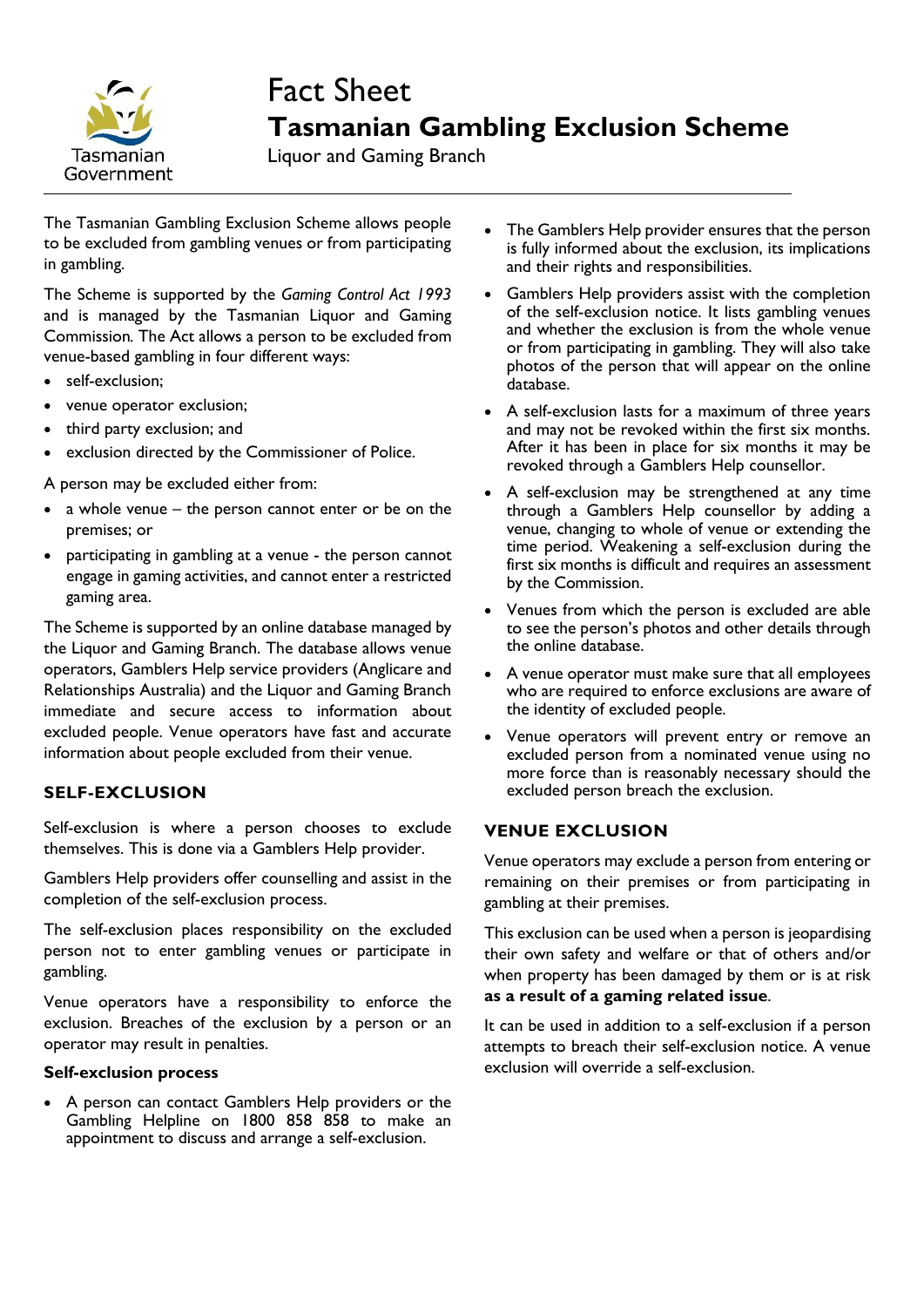# Fact Sheet

# Tasmanian Gambling Exclusion Scheme

Liquor and Gaming Branch

The Tasmanian Gambling Exclusion Scheme allows people to be excluded from gambling venues or from participating in gambling.

The Scheme is supported by the *Gaming Control Act 1993* and is managed by the Tasmanian Liquor and Gaming Commission. The Act allows a person to be excluded from venue-based gambling in four different ways:

- self-exclusion;
- venue operator exclusion;
- third party exclusion; and
- exclusion directed by the Commissioner of Police.

A person may be excluded either from:

- a whole venue – the person cannot enter or be on the premises; or
- participating in gambling at a venue - the person cannot engage in gaming activities, and cannot enter a restricted gaming area.

The Scheme is supported by an online database managed by the Liquor and Gaming Branch. The database allows venue operators, Gamblers Help service providers (Anglicare and Relationships Australia) and the Liquor and Gaming Branch immediate and secure access to information about excluded people. Venue operators have fast and accurate information about people excluded from their venue.

## SELF-EXCLUSION

Self-exclusion is where a person chooses to exclude themselves. This is done via a Gamblers Help provider.

Gamblers Help providers offer counselling and assist in the completion of the self-exclusion process.

The self-exclusion places responsibility on the excluded person not to enter gambling venues or participate in gambling.

Venue operators have a responsibility to enforce the exclusion. Breaches of the exclusion by a person or an operator may result in penalties.

### Self-exclusion process

- A person can contact Gamblers Help providers or the Gambling Helpline on 1800 858 858 to make an appointment to discuss and arrange a self-exclusion.
- The Gamblers Help provider ensures that the person is fully informed about the exclusion, its implications and their rights and responsibilities.
- Gamblers Help providers assist with the completion of the self-exclusion notice. It lists gambling venues and whether the exclusion is from the whole venue or from participating in gambling. They will also take photos of the person that will appear on the online database.
- A self-exclusion lasts for a maximum of three years and may not be revoked within the first six months. After it has been in place for six months it may be revoked through a Gamblers Help counsellor.
- A self-exclusion may be strengthened at any time through a Gamblers Help counsellor by adding a venue, changing to whole of venue or extending the time period. Weakening a self-exclusion during the first six months is difficult and requires an assessment by the Commission.
- Venues from which the person is excluded are able to see the person's photos and other details through the online database.
- A venue operator must make sure that all employees who are required to enforce exclusions are aware of the identity of excluded people.
- Venue operators will prevent entry or remove an excluded person from a nominated venue using no more force than is reasonably necessary should the excluded person breach the exclusion.

## VENUE EXCLUSION

Venue operators may exclude a person from entering or remaining on their premises or from participating in gambling at their premises.

This exclusion can be used when a person is jeopardising their own safety and welfare or that of others and/or when property has been damaged by them or is at risk **as a result of a gaming related issue**.

It can be used in addition to a self-exclusion if a person attempts to breach their self-exclusion notice. A venue exclusion will override a self-exclusion.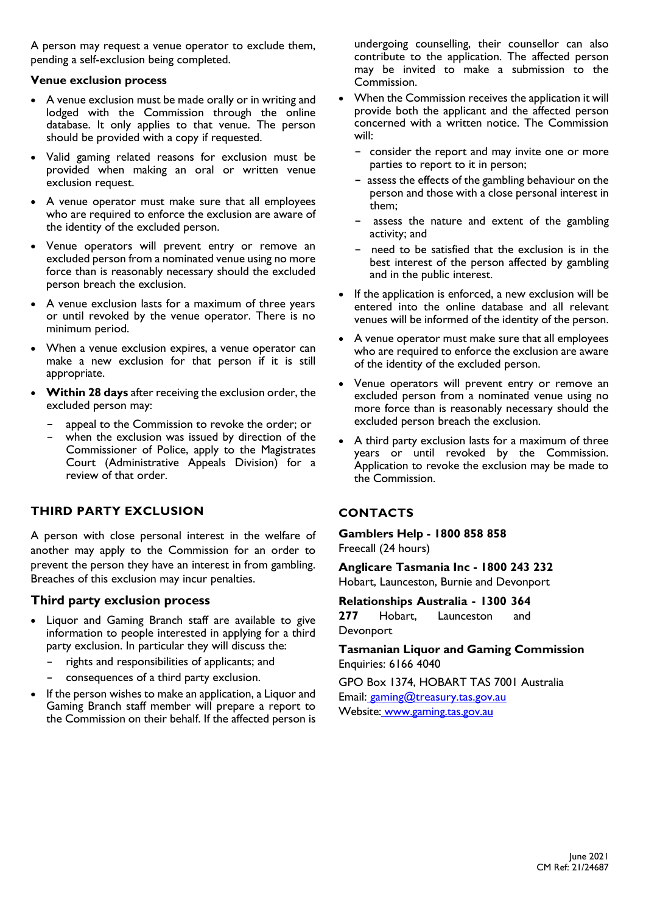A person may request a venue operator to exclude them, pending a self-exclusion being completed.

**Venue exclusion process**

- A venue exclusion must be made orally or in writing and lodged with the Commission through the online database. It only applies to that venue. The person should be provided with a copy if requested.
- Valid gaming related reasons for exclusion must be provided when making an oral or written venue exclusion request.
- A venue operator must make sure that all employees who are required to enforce the exclusion are aware of the identity of the excluded person.
- Venue operators will prevent entry or remove an excluded person from a nominated venue using no more force than is reasonably necessary should the excluded person breach the exclusion.
- A venue exclusion lasts for a maximum of three years or until revoked by the venue operator. There is no minimum period.
- When a venue exclusion expires, a venue operator can make a new exclusion for that person if it is still appropriate.
- **Within 28 days** after receiving the exclusion order, the excluded person may:
  - appeal to the Commission to revoke the order; or
  - when the exclusion was issued by direction of the Commissioner of Police, apply to the Magistrates Court (Administrative Appeals Division) for a review of that order.

## THIRD PARTY EXCLUSION

A person with close personal interest in the welfare of another may apply to the Commission for an order to prevent the person they have an interest in from gambling. Breaches of this exclusion may incur penalties.

### Third party exclusion process

- Liquor and Gaming Branch staff are available to give information to people interested in applying for a third party exclusion. In particular they will discuss the:
  - rights and responsibilities of applicants; and
  - consequences of a third party exclusion.
- If the person wishes to make an application, a Liquor and Gaming Branch staff member will prepare a report to the Commission on their behalf. If the affected person is undergoing counselling, their counsellor can also contribute to the application. The affected person may be invited to make a submission to the Commission.
- When the Commission receives the application it will provide both the applicant and the affected person concerned with a written notice. The Commission will:
  - consider the report and may invite one or more parties to report to it in person;
  - assess the effects of the gambling behaviour on the person and those with a close personal interest in them;
  - assess the nature and extent of the gambling activity; and
  - need to be satisfied that the exclusion is in the best interest of the person affected by gambling and in the public interest.
- If the application is enforced, a new exclusion will be entered into the online database and all relevant venues will be informed of the identity of the person.
- A venue operator must make sure that all employees who are required to enforce the exclusion are aware of the identity of the excluded person.
- Venue operators will prevent entry or remove an excluded person from a nominated venue using no more force than is reasonably necessary should the excluded person breach the exclusion.
- A third party exclusion lasts for a maximum of three years or until revoked by the Commission. Application to revoke the exclusion may be made to the Commission.

## CONTACTS

**Gamblers Help - 1800 858 858**
Freecall (24 hours)

**Anglicare Tasmania Inc - 1800 243 232**
Hobart, Launceston, Burnie and Devonport

**Relationships Australia - 1300 364 277** Hobart, Launceston and Devonport

**Tasmanian Liquor and Gaming Commission**
Enquiries: 6166 4040

GPO Box 1374, HOBART TAS 7001 Australia
Email: gaming@treasury.tas.gov.au
Website: www.gaming.tas.gov.au

June 2021
CM Ref: 21/24687